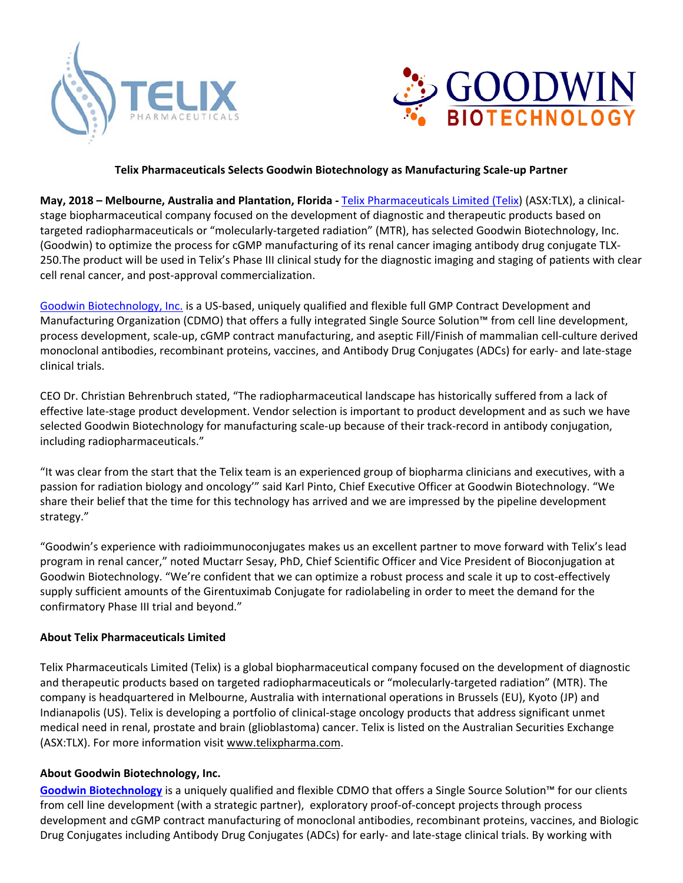**Telix Pharmaceuticals Selects Goodwin Biotechnology as Manufacturing Scale-up Partner**

**May, 2018 – Melbourne, Australia and Plantation, Florida -** Telix Pharmaceuticals Limited (Telix) (ASX:TLX), a clinical-stage biopharmaceutical company focused on the development of diagnostic and therapeutic products based on targeted radiopharmaceuticals or "molecularly-targeted radiation" (MTR), has selected Goodwin Biotechnology, Inc. (Goodwin) to optimize the process for cGMP manufacturing of its renal cancer imaging antibody drug conjugate TLX-250.The product will be used in Telix's Phase III clinical study for the diagnostic imaging and staging of patients with clear cell renal cancer, and post-approval commercialization.

Goodwin Biotechnology, Inc. is a US-based, uniquely qualified and flexible full GMP Contract Development and Manufacturing Organization (CDMO) that offers a fully integrated Single Source Solution™ from cell line development, process development, scale-up, cGMP contract manufacturing, and aseptic Fill/Finish of mammalian cell-culture derived monoclonal antibodies, recombinant proteins, vaccines, and Antibody Drug Conjugates (ADCs) for early- and late-stage clinical trials.

CEO Dr. Christian Behrenbruch stated, "The radiopharmaceutical landscape has historically suffered from a lack of effective late-stage product development. Vendor selection is important to product development and as such we have selected Goodwin Biotechnology for manufacturing scale-up because of their track-record in antibody conjugation, including radiopharmaceuticals."

"It was clear from the start that the Telix team is an experienced group of biopharma clinicians and executives, with a passion for radiation biology and oncology'" said Karl Pinto, Chief Executive Officer at Goodwin Biotechnology. "We share their belief that the time for this technology has arrived and we are impressed by the pipeline development strategy."

"Goodwin's experience with radioimmunoconjugates makes us an excellent partner to move forward with Telix's lead program in renal cancer," noted Muctarr Sesay, PhD, Chief Scientific Officer and Vice President of Bioconjugation at Goodwin Biotechnology. "We're confident that we can optimize a robust process and scale it up to cost-effectively supply sufficient amounts of the Girentuximab Conjugate for radiolabeling in order to meet the demand for the confirmatory Phase III trial and beyond."

**About Telix Pharmaceuticals Limited**

Telix Pharmaceuticals Limited (Telix) is a global biopharmaceutical company focused on the development of diagnostic and therapeutic products based on targeted radiopharmaceuticals or "molecularly-targeted radiation" (MTR). The company is headquartered in Melbourne, Australia with international operations in Brussels (EU), Kyoto (JP) and Indianapolis (US). Telix is developing a portfolio of clinical-stage oncology products that address significant unmet medical need in renal, prostate and brain (glioblastoma) cancer. Telix is listed on the Australian Securities Exchange (ASX:TLX). For more information visit www.telixpharma.com.

**About Goodwin Biotechnology, Inc.**

**Goodwin Biotechnology** is a uniquely qualified and flexible CDMO that offers a Single Source Solution™ for our clients from cell line development (with a strategic partner), exploratory proof-of-concept projects through process development and cGMP contract manufacturing of monoclonal antibodies, recombinant proteins, vaccines, and Biologic Drug Conjugates including Antibody Drug Conjugates (ADCs) for early- and late-stage clinical trials. By working with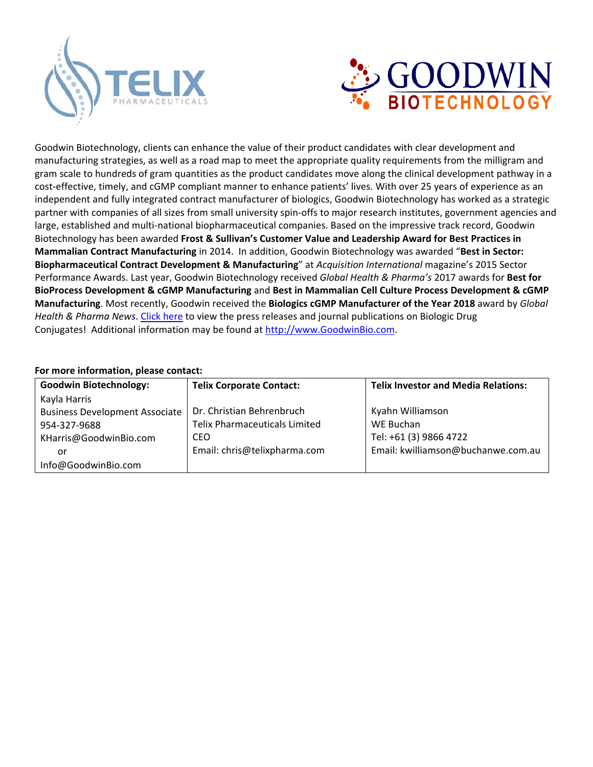Goodwin Biotechnology, clients can enhance the value of their product candidates with clear development and manufacturing strategies, as well as a road map to meet the appropriate quality requirements from the milligram and gram scale to hundreds of gram quantities as the product candidates move along the clinical development pathway in a cost-effective, timely, and cGMP compliant manner to enhance patients' lives. With over 25 years of experience as an independent and fully integrated contract manufacturer of biologics, Goodwin Biotechnology has worked as a strategic partner with companies of all sizes from small university spin-offs to major research institutes, government agencies and large, established and multi-national biopharmaceutical companies. Based on the impressive track record, Goodwin Biotechnology has been awarded **Frost & Sullivan's Customer Value and Leadership Award for Best Practices in Mammalian Contract Manufacturing** in 2014. In addition, Goodwin Biotechnology was awarded "**Best in Sector: Biopharmaceutical Contract Development & Manufacturing**" at *Acquisition International* magazine's 2015 Sector Performance Awards. Last year, Goodwin Biotechnology received *Global Health & Pharma's* 2017 awards for **Best for BioProcess Development & cGMP Manufacturing** and **Best in Mammalian Cell Culture Process Development & cGMP Manufacturing**. Most recently, Goodwin received the **Biologics cGMP Manufacturer of the Year 2018** award by *Global Health & Pharma News*. [Click here](#) to view the press releases and journal publications on Biologic Drug Conjugates! Additional information may be found at [http://www.GoodwinBio.com](http://www.GoodwinBio.com).

**For more information, please contact:**

| **Goodwin Biotechnology:** | **Telix Corporate Contact:** | **Telix Investor and Media Relations:** |
|---|---|---|
| Kayla Harris<br>Business Development Associate<br>954-327-9688<br>KHarris@GoodwinBio.com<br>or<br>Info@GoodwinBio.com | Dr. Christian Behrenbruch<br>Telix Pharmaceuticals Limited<br>CEO<br>Email: chris@telixpharma.com | Kyahn Williamson<br>WE Buchan<br>Tel: +61 (3) 9866 4722<br>Email: kwilliamson@buchanwe.com.au |